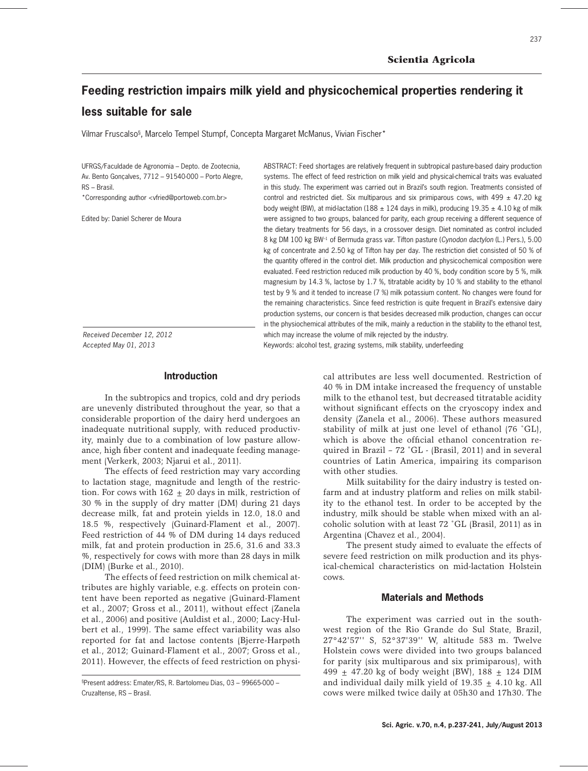Scientia Agricola

# Feeding restriction impairs milk yield and physicochemical properties rendering it less suitable for sale

Vilmar Fruscalso[§], Marcelo Tempel Stumpf, Concepta Margaret McManus, Vivian Fischer*

UFRGS/Faculdade de Agronomia – Depto. de Zootecnia, Av. Bento Gonçalves, 7712 – 91540-000 – Porto Alegre, RS – Brasil.
*Corresponding author <vfried@portoweb.com.br>

Edited by: Daniel Scherer de Moura

*Received December 12, 2012*
*Accepted May 01, 2013*

ABSTRACT: Feed shortages are relatively frequent in subtropical pasture-based dairy production systems. The effect of feed restriction on milk yield and physical-chemical traits was evaluated in this study. The experiment was carried out in Brazil's south region. Treatments consisted of control and restricted diet. Six multiparous and six primiparous cows, with 499 ± 47.20 kg body weight (BW), at mid-lactation (188 ± 124 days in milk), producing 19.35 ± 4.10 kg of milk were assigned to two groups, balanced for parity, each group receiving a different sequence of the dietary treatments for 56 days, in a crossover design. Diet nominated as control included 8 kg DM 100 kg $BW^{-1}$ of Bermuda grass var. Tifton pasture (*Cynodon dactylon* (L.) Pers.), 5.00 kg of concentrate and 2.50 kg of Tifton hay per day. The restriction diet consisted of 50 % of the quantity offered in the control diet. Milk production and physicochemical composition were evaluated. Feed restriction reduced milk production by 40 %, body condition score by 5 %, milk magnesium by 14.3 %, lactose by 1.7 %, titratable acidity by 10 % and stability to the ethanol test by 9 % and it tended to increase (7 %) milk potassium content. No changes were found for the remaining characteristics. Since feed restriction is quite frequent in Brazil's extensive dairy production systems, our concern is that besides decreased milk production, changes can occur in the physiochemical attributes of the milk, mainly a reduction in the stability to the ethanol test, which may increase the volume of milk rejected by the industry.

Keywords: alcohol test, grazing systems, milk stability, underfeeding

## Introduction

In the subtropics and tropics, cold and dry periods are unevenly distributed throughout the year, so that a considerable proportion of the dairy herd undergoes an inadequate nutritional supply, with reduced productivity, mainly due to a combination of low pasture allowance, high fiber content and inadequate feeding management (Verkerk, 2003; Njarui et al., 2011).

The effects of feed restriction may vary according to lactation stage, magnitude and length of the restriction. For cows with 162 ± 20 days in milk, restriction of 30 % in the supply of dry matter (DM) during 21 days decrease milk, fat and protein yields in 12.0, 18.0 and 18.5 %, respectively (Guinard-Flament et al., 2007). Feed restriction of 44 % of DM during 14 days reduced milk, fat and protein production in 25.6, 31.6 and 33.3 %, respectively for cows with more than 28 days in milk (DIM) (Burke et al., 2010).

The effects of feed restriction on milk chemical attributes are highly variable, e.g. effects on protein content have been reported as negative (Guinard-Flament et al., 2007; Gross et al., 2011), without effect (Zanela et al., 2006) and positive (Auldist et al., 2000; Lacy-Hulbert et al., 1999). The same effect variability was also reported for fat and lactose contents (Bjerre-Harpøth et al., 2012; Guinard-Flament et al., 2007; Gross et al., 2011). However, the effects of feed restriction on physical attributes are less well documented. Restriction of 40 % in DM intake increased the frequency of unstable milk to the ethanol test, but decreased titratable acidity without significant effects on the cryoscopy index and density (Zanela et al., 2006). These authors measured stability of milk at just one level of ethanol (76 °GL), which is above the official ethanol concentration required in Brazil – 72 °GL - (Brasil, 2011) and in several countries of Latin America, impairing its comparison with other studies.

Milk suitability for the dairy industry is tested on-farm and at industry platform and relies on milk stability to the ethanol test. In order to be accepted by the industry, milk should be stable when mixed with an alcoholic solution with at least 72 °GL (Brasil, 2011) as in Argentina (Chavez et al., 2004).

The present study aimed to evaluate the effects of severe feed restriction on milk production and its physical-chemical characteristics on mid-lactation Holstein cows.

## Materials and Methods

The experiment was carried out in the southwest region of the Rio Grande do Sul State, Brazil, 27°42'57'' S, 52°37'39'' W, altitude 583 m. Twelve Holstein cows were divided into two groups balanced for parity (six multiparous and six primiparous), with 499 ± 47.20 kg of body weight (BW), 188 ± 124 DIM and individual daily milk yield of 19.35 ± 4.10 kg. All cows were milked twice daily at 05h30 and 17h30. The

[§]Present address: Emater/RS, R. Bartolomeu Dias, 03 – 99665-000 – Cruzaltense, RS – Brasil.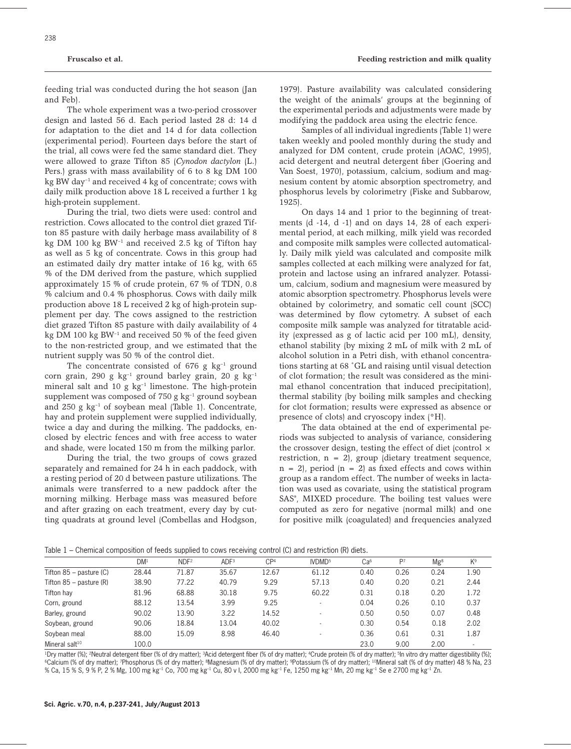feeding trial was conducted during the hot season (Jan and Feb).

The whole experiment was a two-period crossover design and lasted 56 d. Each period lasted 28 d: 14 d for adaptation to the diet and 14 d for data collection (experimental period). Fourteen days before the start of the trial, all cows were fed the same standard diet. They were allowed to graze Tifton 85 (*Cynodon dactylon* (L.) Pers.) grass with mass availability of 6 to 8 kg DM 100 kg BW $day^{-1}$ and received 4 kg of concentrate; cows with daily milk production above 18 L received a further 1 kg high-protein supplement.

During the trial, two diets were used: control and restriction. Cows allocated to the control diet grazed Tifton 85 pasture with daily herbage mass availability of 8 kg DM 100 kg $BW^{-1}$ and received 2.5 kg of Tifton hay as well as 5 kg of concentrate. Cows in this group had an estimated daily dry matter intake of 16 kg, with 65 % of the DM derived from the pasture, which supplied approximately 15 % of crude protein, 67 % of TDN, 0.8 % calcium and 0.4 % phosphorus. Cows with daily milk production above 18 L received 2 kg of high-protein supplement per day. The cows assigned to the restriction diet grazed Tifton 85 pasture with daily availability of 4 kg DM 100 kg $BW^{-1}$ and received 50 % of the feed given to the non-restricted group, and we estimated that the nutrient supply was 50 % of the control diet.

The concentrate consisted of 676 g $kg^{-1}$ ground corn grain, 290 g $kg^{-1}$ ground barley grain, 20 g $kg^{-1}$ mineral salt and 10 g $kg^{-1}$ limestone. The high-protein supplement was composed of 750 g $kg^{-1}$ ground soybean and 250 g $kg^{-1}$ of soybean meal (Table 1). Concentrate, hay and protein supplement were supplied individually, twice a day and during the milking. The paddocks, enclosed by electric fences and with free access to water and shade, were located 150 m from the milking parlor.

During the trial, the two groups of cows grazed separately and remained for 24 h in each paddock, with a resting period of 20 d between pasture utilizations. The animals were transferred to a new paddock after the morning milking. Herbage mass was measured before and after grazing on each treatment, every day by cutting quadrats at ground level (Combellas and Hodgson, 1979). Pasture availability was calculated considering the weight of the animals' groups at the beginning of the experimental periods and adjustments were made by modifying the paddock area using the electric fence.

Samples of all individual ingredients (Table 1) were taken weekly and pooled monthly during the study and analyzed for DM content, crude protein (AOAC, 1995), acid detergent and neutral detergent fiber (Goering and Van Soest, 1970), potassium, calcium, sodium and magnesium content by atomic absorption spectrometry, and phosphorus levels by colorimetry (Fiske and Subbarow, 1925).

On days 14 and 1 prior to the beginning of treatments (d -14, d -1) and on days 14, 28 of each experimental period, at each milking, milk yield was recorded and composite milk samples were collected automatically. Daily milk yield was calculated and composite milk samples collected at each milking were analyzed for fat, protein and lactose using an infrared analyzer. Potassium, calcium, sodium and magnesium were measured by atomic absorption spectrometry. Phosphorus levels were obtained by colorimetry, and somatic cell count (SCC) was determined by flow cytometry. A subset of each composite milk sample was analyzed for titratable acidity (expressed as g of lactic acid per 100 mL), density, ethanol stability (by mixing 2 mL of milk with 2 mL of alcohol solution in a Petri dish, with ethanol concentrations starting at 68 °GL and raising until visual detection of clot formation; the result was considered as the minimal ethanol concentration that induced precipitation), thermal stability (by boiling milk samples and checking for clot formation; results were expressed as absence or presence of clots) and cryoscopy index (°H).

The data obtained at the end of experimental periods was subjected to analysis of variance, considering the crossover design, testing the effect of diet (control × restriction, n = 2), group (dietary treatment sequence, n = 2), period (n = 2) as fixed effects and cows within group as a random effect. The number of weeks in lactation was used as covariate, using the statistical program SAS®, MIXED procedure. The boiling test values were computed as zero for negative (normal milk) and one for positive milk (coagulated) and frequencies analyzed

Table 1 – Chemical composition of feeds supplied to cows receiving control (C) and restriction (R) diets.

| | DM[1] | NDF[2] | ADF[3] | CP[4] | IVDMD[5] | Ca[6] | P[7] | Mg[8] | K[9] |
|---|---|---|---|---|---|---|---|---|---|
| Tifton 85 – pasture (C) | 28.44 | 71.87 | 35.67 | 12.67 | 61.12 | 0.40 | 0.26 | 0.24 | 1.90 |
| Tifton 85 – pasture (R) | 38.90 | 77.22 | 40.79 | 9.29 | 57.13 | 0.40 | 0.20 | 0.21 | 2.44 |
| Tifton hay | 81.96 | 68.88 | 30.18 | 9.75 | 60.22 | 0.31 | 0.18 | 0.20 | 1.72 |
| Corn, ground | 88.12 | 13.54 | 3.99 | 9.25 | - | 0.04 | 0.26 | 0.10 | 0.37 |
| Barley, ground | 90.02 | 13.90 | 3.22 | 14.52 | - | 0.50 | 0.50 | 0.07 | 0.48 |
| Soybean, ground | 90.06 | 18.84 | 13.04 | 40.02 | - | 0.30 | 0.54 | 0.18 | 2.02 |
| Soybean meal | 88.00 | 15.09 | 8.98 | 46.40 | - | 0.36 | 0.61 | 0.31 | 1.87 |
| Mineral salt[10] | 100.0 | | | | | 23.0 | 9.00 | 2.00 | - |

[1]Dry matter (%); [2]Neutral detergent fiber (% of dry matter); [3]Acid detergent fiber (% of dry matter); [4]Crude protein (% of dry matter); [5]In vitro dry matter digestibility (%); [6]Calcium (% of dry matter); [7]Phosphorus (% of dry matter); [8]Magnesium (% of dry matter); [9]Potassium (% of dry matter); [10]Mineral salt (% of dry matter) 48 % Na, 23 % Ca, 15 % S, 9 % P, 2 % Mg, 100 mg $kg^{-1}$ Co, 700 mg $kg^{-1}$ Cu, 80 v I, 2000 mg $kg^{-1}$ Fe, 1250 mg $kg^{-1}$ Mn, 20 mg $kg^{-1}$ Se e 2700 mg $kg^{-1}$ Zn.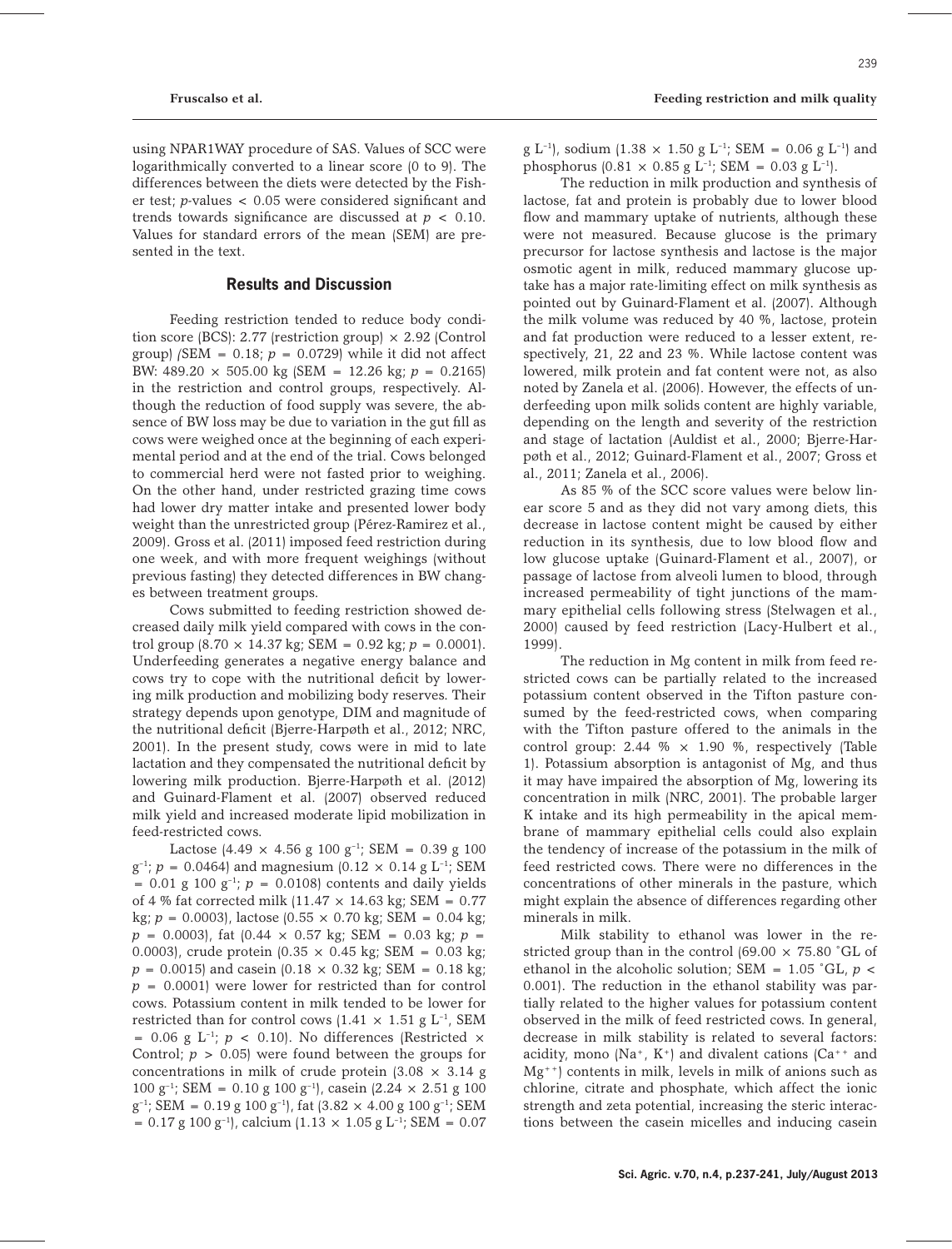using NPAR1WAY procedure of SAS. Values of SCC were logarithmically converted to a linear score (0 to 9). The differences between the diets were detected by the Fisher test; $p$-values $< 0.05$ were considered significant and trends towards significance are discussed at $p < 0.10$. Values for standard errors of the mean (SEM) are presented in the text.

## Results and Discussion

Feeding restriction tended to reduce body condition score (BCS): 2.77 (restriction group) × 2.92 (Control group) (SEM = 0.18; $p = 0.0729$) while it did not affect BW: 489.20 × 505.00 kg (SEM = 12.26 kg; $p = 0.2165$) in the restriction and control groups, respectively. Although the reduction of food supply was severe, the absence of BW loss may be due to variation in the gut fill as cows were weighed once at the beginning of each experimental period and at the end of the trial. Cows belonged to commercial herd were not fasted prior to weighing. On the other hand, under restricted grazing time cows had lower dry matter intake and presented lower body weight than the unrestricted group (Pérez-Ramirez et al., 2009). Gross et al. (2011) imposed feed restriction during one week, and with more frequent weighings (without previous fasting) they detected differences in BW changes between treatment groups.

Cows submitted to feeding restriction showed decreased daily milk yield compared with cows in the control group (8.70 × 14.37 kg; SEM = 0.92 kg; $p = 0.0001$). Underfeeding generates a negative energy balance and cows try to cope with the nutritional deficit by lowering milk production and mobilizing body reserves. Their strategy depends upon genotype, DIM and magnitude of the nutritional deficit (Bjerre-Harpøth et al., 2012; NRC, 2001). In the present study, cows were in mid to late lactation and they compensated the nutritional deficit by lowering milk production. Bjerre-Harpøth et al. (2012) and Guinard-Flament et al. (2007) observed reduced milk yield and increased moderate lipid mobilization in feed-restricted cows.

Lactose (4.49 × 4.56 g 100 $g^{-1}$; SEM = 0.39 g 100 $g^{-1}$; $p = 0.0464$) and magnesium (0.12 × 0.14 g $L^{-1}$; SEM = 0.01 g 100 $g^{-1}$; $p = 0.0108$) contents and daily yields of 4 % fat corrected milk (11.47 × 14.63 kg; SEM = 0.77 kg; $p = 0.0003$), lactose (0.55 × 0.70 kg; SEM = 0.04 kg; $p = 0.0003$), fat (0.44 × 0.57 kg; SEM = 0.03 kg; $p = 0.0003$), crude protein (0.35 × 0.45 kg; SEM = 0.03 kg; $p = 0.0015$) and casein (0.18 × 0.32 kg; SEM = 0.18 kg; $p = 0.0001$) were lower for restricted than for control cows. Potassium content in milk tended to be lower for restricted than for control cows (1.41 × 1.51 g $L^{-1}$, SEM = 0.06 g $L^{-1}$; $p < 0.10$). No differences (Restricted × Control; $p > 0.05$) were found between the groups for concentrations in milk of crude protein (3.08 × 3.14 g 100 $g^{-1}$; SEM = 0.10 g 100 $g^{-1}$), casein (2.24 × 2.51 g 100 $g^{-1}$; SEM = 0.19 g 100 $g^{-1}$), fat (3.82 × 4.00 g 100 $g^{-1}$; SEM = 0.17 g 100 $g^{-1}$), calcium (1.13 × 1.05 g $L^{-1}$; SEM = 0.07 g $L^{-1}$), sodium (1.38 × 1.50 g $L^{-1}$; SEM = 0.06 g $L^{-1}$) and phosphorus (0.81 × 0.85 g $L^{-1}$; SEM = 0.03 g $L^{-1}$).

The reduction in milk production and synthesis of lactose, fat and protein is probably due to lower blood flow and mammary uptake of nutrients, although these were not measured. Because glucose is the primary precursor for lactose synthesis and lactose is the major osmotic agent in milk, reduced mammary glucose uptake has a major rate-limiting effect on milk synthesis as pointed out by Guinard-Flament et al. (2007). Although the milk volume was reduced by 40 %, lactose, protein and fat production were reduced to a lesser extent, respectively, 21, 22 and 23 %. While lactose content was lowered, milk protein and fat content were not, as also noted by Zanela et al. (2006). However, the effects of underfeeding upon milk solids content are highly variable, depending on the length and severity of the restriction and stage of lactation (Auldist et al., 2000; Bjerre-Harpøth et al., 2012; Guinard-Flament et al., 2007; Gross et al., 2011; Zanela et al., 2006).

As 85 % of the SCC score values were below linear score 5 and as they did not vary among diets, this decrease in lactose content might be caused by either reduction in its synthesis, due to low blood flow and low glucose uptake (Guinard-Flament et al., 2007), or passage of lactose from alveoli lumen to blood, through increased permeability of tight junctions of the mammary epithelial cells following stress (Stelwagen et al., 2000) caused by feed restriction (Lacy-Hulbert et al., 1999).

The reduction in Mg content in milk from feed restricted cows can be partially related to the increased potassium content observed in the Tifton pasture consumed by the feed-restricted cows, when comparing with the Tifton pasture offered to the animals in the control group: 2.44 % × 1.90 %, respectively (Table 1). Potassium absorption is antagonist of Mg, and thus it may have impaired the absorption of Mg, lowering its concentration in milk (NRC, 2001). The probable larger K intake and its high permeability in the apical membrane of mammary epithelial cells could also explain the tendency of increase of the potassium in the milk of feed restricted cows. There were no differences in the concentrations of other minerals in the pasture, which might explain the absence of differences regarding other minerals in milk.

Milk stability to ethanol was lower in the restricted group than in the control (69.00 × 75.80 °GL of ethanol in the alcoholic solution; SEM = 1.05 °GL, $p < 0.001$). The reduction in the ethanol stability was partially related to the higher values for potassium content observed in the milk of feed restricted cows. In general, decrease in milk stability is related to several factors: acidity, mono ($Na^{+}$, $K^{+}$) and divalent cations ($Ca^{++}$ and $Mg^{++}$) contents in milk, levels in milk of anions such as chlorine, citrate and phosphate, which affect the ionic strength and zeta potential, increasing the steric interactions between the casein micelles and inducing casein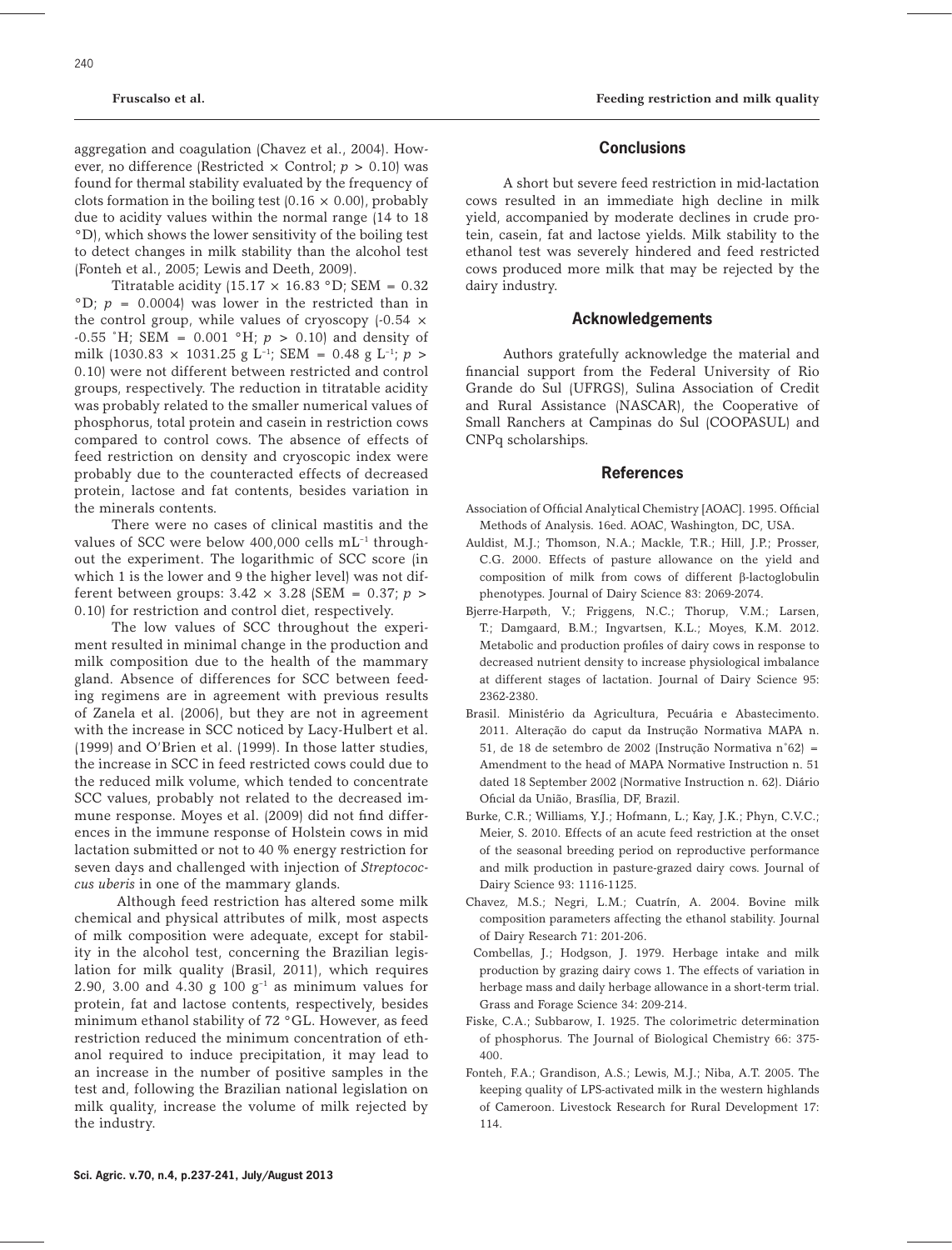aggregation and coagulation (Chavez et al., 2004). However, no difference (Restricted × Control; $p > 0.10$) was found for thermal stability evaluated by the frequency of clots formation in the boiling test (0.16 × 0.00), probably due to acidity values within the normal range (14 to 18 °D), which shows the lower sensitivity of the boiling test to detect changes in milk stability than the alcohol test (Fonteh et al., 2005; Lewis and Deeth, 2009).

Titratable acidity (15.17 × 16.83 °D; SEM = 0.32 °D; $p = 0.0004$) was lower in the restricted than in the control group, while values of cryoscopy (-0.54 × -0.55 °H; SEM = 0.001 °H; $p > 0.10$) and density of milk (1030.83 × 1031.25 g $L^{-1}$; SEM = 0.48 g $L^{-1}$; $p > 0.10$) were not different between restricted and control groups, respectively. The reduction in titratable acidity was probably related to the smaller numerical values of phosphorus, total protein and casein in restriction cows compared to control cows. The absence of effects of feed restriction on density and cryoscopic index were probably due to the counteracted effects of decreased protein, lactose and fat contents, besides variation in the minerals contents.

There were no cases of clinical mastitis and the values of SCC were below 400,000 cells $mL^{-1}$ throughout the experiment. The logarithmic of SCC score (in which 1 is the lower and 9 the higher level) was not different between groups: 3.42 × 3.28 (SEM = 0.37; $p > 0.10$) for restriction and control diet, respectively.

The low values of SCC throughout the experiment resulted in minimal change in the production and milk composition due to the health of the mammary gland. Absence of differences for SCC between feeding regimens are in agreement with previous results of Zanela et al. (2006), but they are not in agreement with the increase in SCC noticed by Lacy-Hulbert et al. (1999) and O'Brien et al. (1999). In those latter studies, the increase in SCC in feed restricted cows could due to the reduced milk volume, which tended to concentrate SCC values, probably not related to the decreased immune response. Moyes et al. (2009) did not find differences in the immune response of Holstein cows in mid lactation submitted or not to 40 % energy restriction for seven days and challenged with injection of *Streptococcus uberis* in one of the mammary glands.

Although feed restriction has altered some milk chemical and physical attributes of milk, most aspects of milk composition were adequate, except for stability in the alcohol test, concerning the Brazilian legislation for milk quality (Brasil, 2011), which requires 2.90, 3.00 and 4.30 g 100 $g^{-1}$ as minimum values for protein, fat and lactose contents, respectively, besides minimum ethanol stability of 72 °GL. However, as feed restriction reduced the minimum concentration of ethanol required to induce precipitation, it may lead to an increase in the number of positive samples in the test and, following the Brazilian national legislation on milk quality, increase the volume of milk rejected by the industry.

## Conclusions

A short but severe feed restriction in mid-lactation cows resulted in an immediate high decline in milk yield, accompanied by moderate declines in crude protein, casein, fat and lactose yields. Milk stability to the ethanol test was severely hindered and feed restricted cows produced more milk that may be rejected by the dairy industry.

## Acknowledgements

Authors gratefully acknowledge the material and financial support from the Federal University of Rio Grande do Sul (UFRGS), Sulina Association of Credit and Rural Assistance (NASCAR), the Cooperative of Small Ranchers at Campinas do Sul (COOPASUL) and CNPq scholarships.

## References

Association of Official Analytical Chemistry [AOAC]. 1995. Official Methods of Analysis. 16ed. AOAC, Washington, DC, USA.

Auldist, M.J.; Thomson, N.A.; Mackle, T.R.; Hill, J.P.; Prosser, C.G. 2000. Effects of pasture allowance on the yield and composition of milk from cows of different β-lactoglobulin phenotypes. Journal of Dairy Science 83: 2069-2074.

Bjerre-Harpøth, V.; Friggens, N.C.; Thorup, V.M.; Larsen, T.; Damgaard, B.M.; Ingvartsen, K.L.; Moyes, K.M. 2012. Metabolic and production profiles of dairy cows in response to decreased nutrient density to increase physiological imbalance at different stages of lactation. Journal of Dairy Science 95: 2362-2380.

Brasil. Ministério da Agricultura, Pecuária e Abastecimento. 2011. Alteração do caput da Instrução Normativa MAPA n. 51, de 18 de setembro de 2002 (Instrução Normativa n°62) = Amendment to the head of MAPA Normative Instruction n. 51 dated 18 September 2002 (Normative Instruction n. 62). Diário Oficial da União, Brasília, DF, Brazil.

Burke, C.R.; Williams, Y.J.; Hofmann, L.; Kay, J.K.; Phyn, C.V.C.; Meier, S. 2010. Effects of an acute feed restriction at the onset of the seasonal breeding period on reproductive performance and milk production in pasture-grazed dairy cows. Journal of Dairy Science 93: 1116-1125.

Chavez, M.S.; Negri, L.M.; Cuatrín, A. 2004. Bovine milk composition parameters affecting the ethanol stability. Journal of Dairy Research 71: 201-206.

Combellas, J.; Hodgson, J. 1979. Herbage intake and milk production by grazing dairy cows 1. The effects of variation in herbage mass and daily herbage allowance in a short-term trial. Grass and Forage Science 34: 209-214.

Fiske, C.A.; Subbarow, I. 1925. The colorimetric determination of phosphorus. The Journal of Biological Chemistry 66: 375-400.

Fonteh, F.A.; Grandison, A.S.; Lewis, M.J.; Niba, A.T. 2005. The keeping quality of LPS-activated milk in the western highlands of Cameroon. Livestock Research for Rural Development 17: 114.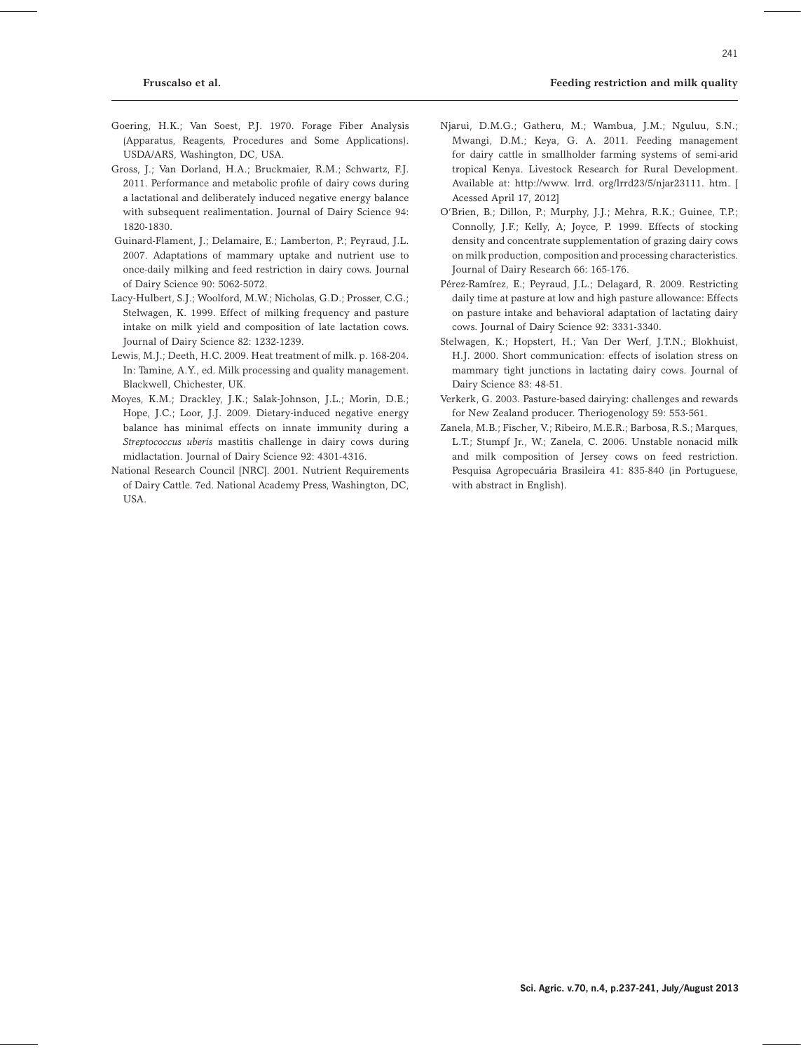Goering, H.K.; Van Soest, P.J. 1970. Forage Fiber Analysis (Apparatus, Reagents, Procedures and Some Applications). USDA/ARS, Washington, DC, USA.

Gross, J.; Van Dorland, H.A.; Bruckmaier, R.M.; Schwartz, F.J. 2011. Performance and metabolic profile of dairy cows during a lactational and deliberately induced negative energy balance with subsequent realimentation. Journal of Dairy Science 94: 1820-1830.

Guinard-Flament, J.; Delamaire, E.; Lamberton, P.; Peyraud, J.L. 2007. Adaptations of mammary uptake and nutrient use to once-daily milking and feed restriction in dairy cows. Journal of Dairy Science 90: 5062-5072.

Lacy-Hulbert, S.J.; Woolford, M.W.; Nicholas, G.D.; Prosser, C.G.; Stelwagen, K. 1999. Effect of milking frequency and pasture intake on milk yield and composition of late lactation cows. Journal of Dairy Science 82: 1232-1239.

Lewis, M.J.; Deeth, H.C. 2009. Heat treatment of milk. p. 168-204. In: Tamine, A.Y., ed. Milk processing and quality management. Blackwell, Chichester, UK.

Moyes, K.M.; Drackley, J.K.; Salak-Johnson, J.L.; Morin, D.E.; Hope, J.C.; Loor, J.J. 2009. Dietary-induced negative energy balance has minimal effects on innate immunity during a *Streptococcus uberis* mastitis challenge in dairy cows during midlactation. Journal of Dairy Science 92: 4301-4316.

National Research Council [NRC]. 2001. Nutrient Requirements of Dairy Cattle. 7ed. National Academy Press, Washington, DC, USA.

Njarui, D.M.G.; Gatheru, M.; Wambua, J.M.; Nguluu, S.N.; Mwangi, D.M.; Keya, G. A. 2011. Feeding management for dairy cattle in smallholder farming systems of semi-arid tropical Kenya. Livestock Research for Rural Development. Available at: http://www. lrrd. org/lrrd23/5/njar23111. htm. [ Acessed April 17, 2012]

O'Brien, B.; Dillon, P.; Murphy, J.J.; Mehra, R.K.; Guinee, T.P.; Connolly, J.F.; Kelly, A; Joyce, P. 1999. Effects of stocking density and concentrate supplementation of grazing dairy cows on milk production, composition and processing characteristics. Journal of Dairy Research 66: 165-176.

Pérez-Ramírez, E.; Peyraud, J.L.; Delagard, R. 2009. Restricting daily time at pasture at low and high pasture allowance: Effects on pasture intake and behavioral adaptation of lactating dairy cows. Journal of Dairy Science 92: 3331-3340.

Stelwagen, K.; Hopstert, H.; Van Der Werf, J.T.N.; Blokhuist, H.J. 2000. Short communication: effects of isolation stress on mammary tight junctions in lactating dairy cows. Journal of Dairy Science 83: 48-51.

Verkerk, G. 2003. Pasture-based dairying: challenges and rewards for New Zealand producer. Theriogenology 59: 553-561.

Zanela, M.B.; Fischer, V.; Ribeiro, M.E.R.; Barbosa, R.S.; Marques, L.T.; Stumpf Jr., W.; Zanela, C. 2006. Unstable nonacid milk and milk composition of Jersey cows on feed restriction. Pesquisa Agropecuária Brasileira 41: 835-840 (in Portuguese, with abstract in English).